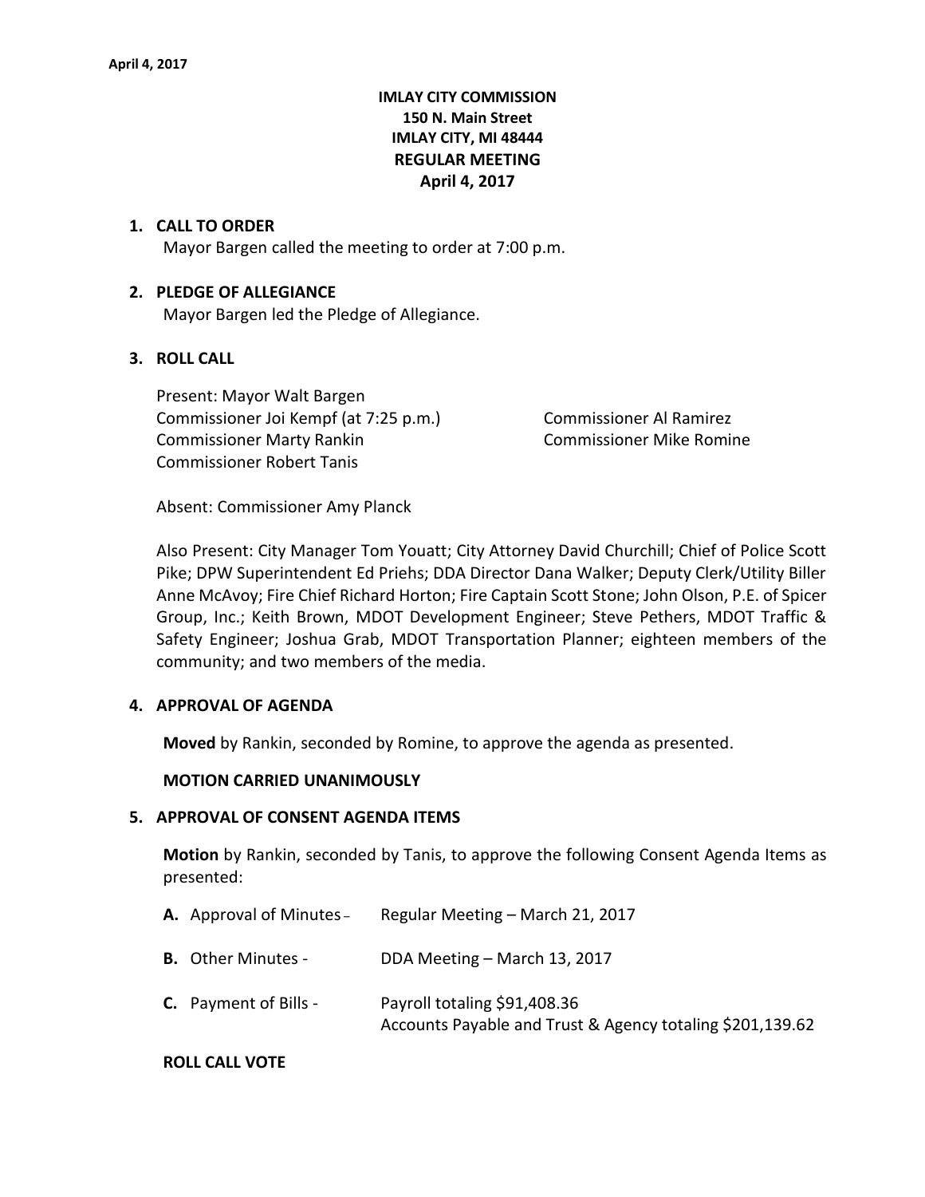# IMLAY CITY COMMISSION
## 150 N. Main Street
## IMLAY CITY, MI 48444
## REGULAR MEETING
## April 4, 2017

1. **CALL TO ORDER**

   Mayor Bargen called the meeting to order at 7:00 p.m.

2. **PLEDGE OF ALLEGIANCE**

   Mayor Bargen led the Pledge of Allegiance.

3. **ROLL CALL**

   Present: Mayor Walt Bargen
   Commissioner Joi Kempf (at 7:25 p.m.)
   Commissioner Al Ramirez
   Commissioner Marty Rankin
   Commissioner Mike Romine
   Commissioner Robert Tanis

   Absent: Commissioner Amy Planck

   Also Present: City Manager Tom Youatt; City Attorney David Churchill; Chief of Police Scott Pike; DPW Superintendent Ed Priehs; DDA Director Dana Walker; Deputy Clerk/Utility Biller Anne McAvoy; Fire Chief Richard Horton; Fire Captain Scott Stone; John Olson, P.E. of Spicer Group, Inc.; Keith Brown, MDOT Development Engineer; Steve Pethers, MDOT Traffic & Safety Engineer; Joshua Grab, MDOT Transportation Planner; eighteen members of the community; and two members of the media.

4. **APPROVAL OF AGENDA**

   **Moved** by Rankin, seconded by Romine, to approve the agenda as presented.

   **MOTION CARRIED UNANIMOUSLY**

5. **APPROVAL OF CONSENT AGENDA ITEMS**

   **Motion** by Rankin, seconded by Tanis, to approve the following Consent Agenda Items as presented:

   **A.** Approval of Minutes – Regular Meeting – March 21, 2017

   **B.** Other Minutes - DDA Meeting – March 13, 2017

   **C.** Payment of Bills - Payroll totaling $91,408.36
   Accounts Payable and Trust & Agency totaling $201,139.62

   **ROLL CALL VOTE**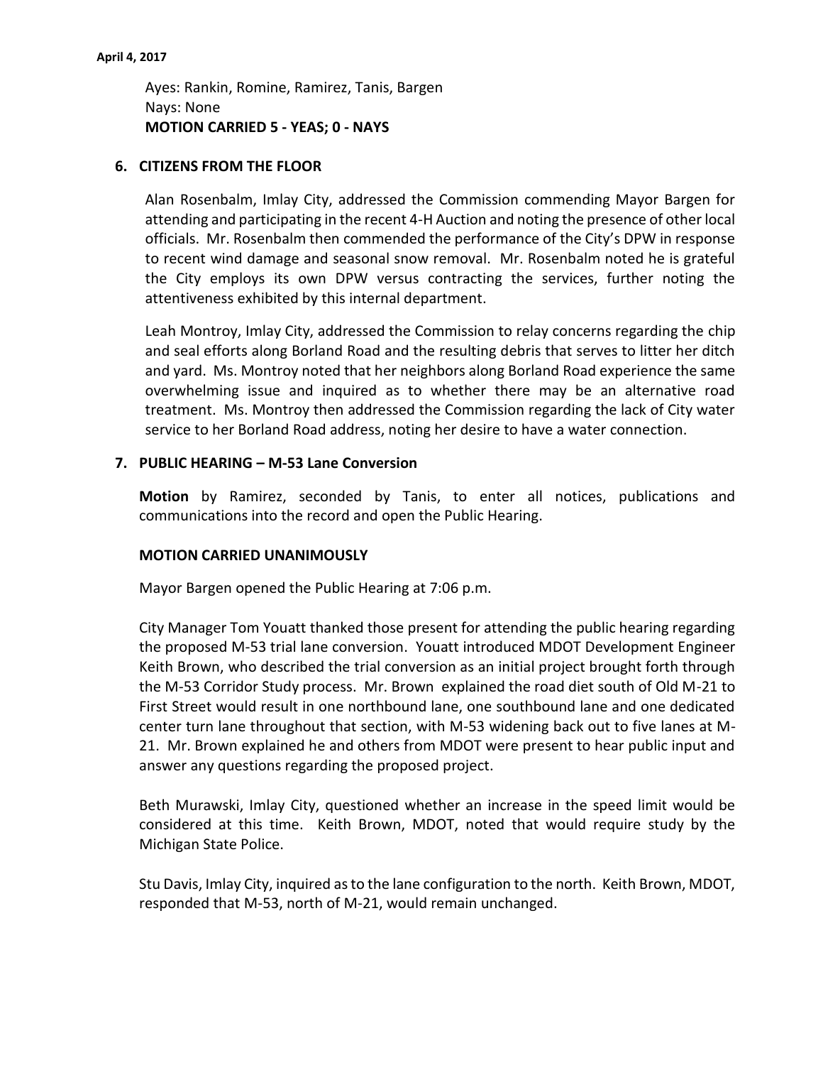Ayes: Rankin, Romine, Ramirez, Tanis, Bargen
Nays: None
**MOTION CARRIED 5 - YEAS; 0 - NAYS**

## 6. CITIZENS FROM THE FLOOR

Alan Rosenbalm, Imlay City, addressed the Commission commending Mayor Bargen for attending and participating in the recent 4-H Auction and noting the presence of other local officials. Mr. Rosenbalm then commended the performance of the City's DPW in response to recent wind damage and seasonal snow removal. Mr. Rosenbalm noted he is grateful the City employs its own DPW versus contracting the services, further noting the attentiveness exhibited by this internal department.

Leah Montroy, Imlay City, addressed the Commission to relay concerns regarding the chip and seal efforts along Borland Road and the resulting debris that serves to litter her ditch and yard. Ms. Montroy noted that her neighbors along Borland Road experience the same overwhelming issue and inquired as to whether there may be an alternative road treatment. Ms. Montroy then addressed the Commission regarding the lack of City water service to her Borland Road address, noting her desire to have a water connection.

## 7. PUBLIC HEARING – M-53 Lane Conversion

**Motion** by Ramirez, seconded by Tanis, to enter all notices, publications and communications into the record and open the Public Hearing.

**MOTION CARRIED UNANIMOUSLY**

Mayor Bargen opened the Public Hearing at 7:06 p.m.

City Manager Tom Youatt thanked those present for attending the public hearing regarding the proposed M-53 trial lane conversion. Youatt introduced MDOT Development Engineer Keith Brown, who described the trial conversion as an initial project brought forth through the M-53 Corridor Study process. Mr. Brown explained the road diet south of Old M-21 to First Street would result in one northbound lane, one southbound lane and one dedicated center turn lane throughout that section, with M-53 widening back out to five lanes at M-21. Mr. Brown explained he and others from MDOT were present to hear public input and answer any questions regarding the proposed project.

Beth Murawski, Imlay City, questioned whether an increase in the speed limit would be considered at this time. Keith Brown, MDOT, noted that would require study by the Michigan State Police.

Stu Davis, Imlay City, inquired as to the lane configuration to the north. Keith Brown, MDOT, responded that M-53, north of M-21, would remain unchanged.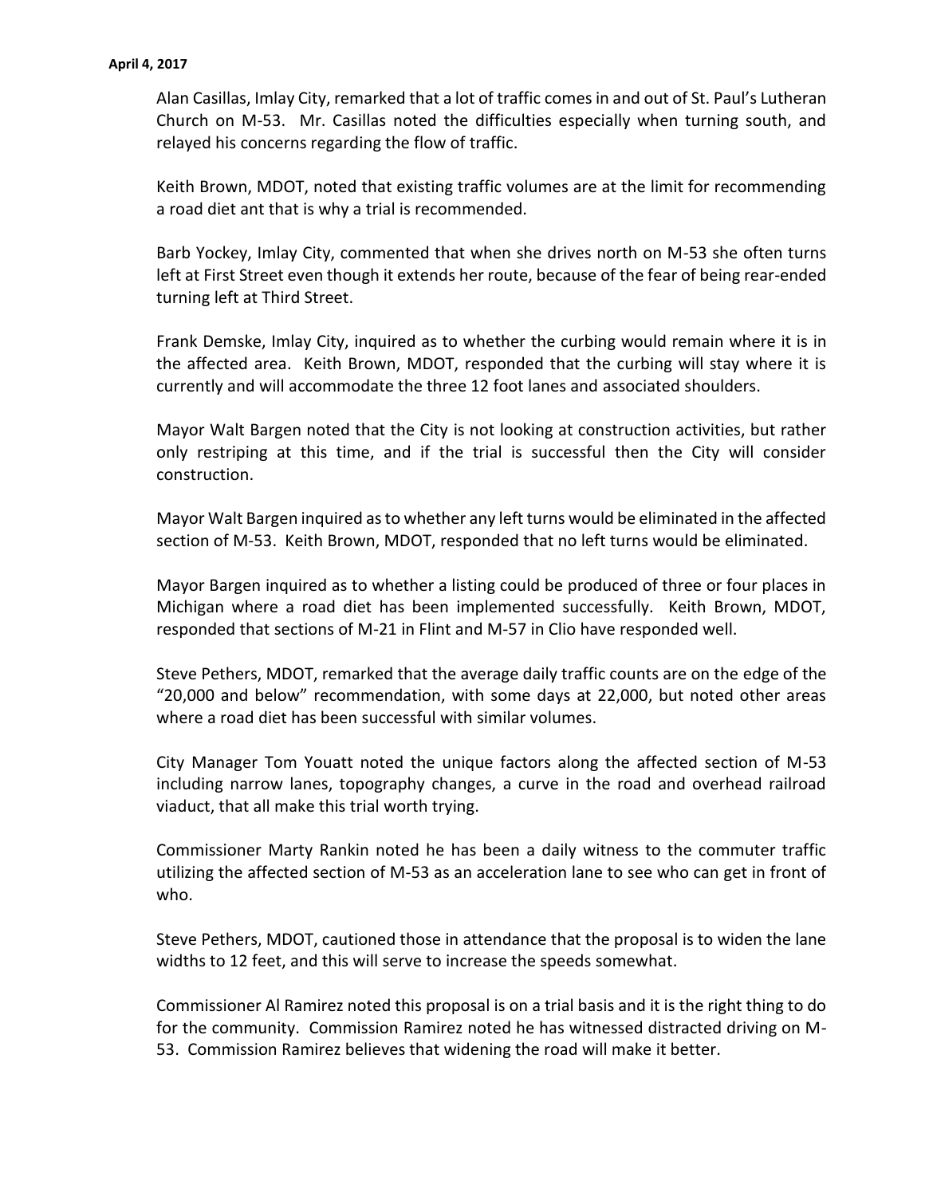Alan Casillas, Imlay City, remarked that a lot of traffic comes in and out of St. Paul's Lutheran Church on M-53. Mr. Casillas noted the difficulties especially when turning south, and relayed his concerns regarding the flow of traffic.

Keith Brown, MDOT, noted that existing traffic volumes are at the limit for recommending a road diet ant that is why a trial is recommended.

Barb Yockey, Imlay City, commented that when she drives north on M-53 she often turns left at First Street even though it extends her route, because of the fear of being rear-ended turning left at Third Street.

Frank Demske, Imlay City, inquired as to whether the curbing would remain where it is in the affected area. Keith Brown, MDOT, responded that the curbing will stay where it is currently and will accommodate the three 12 foot lanes and associated shoulders.

Mayor Walt Bargen noted that the City is not looking at construction activities, but rather only restriping at this time, and if the trial is successful then the City will consider construction.

Mayor Walt Bargen inquired as to whether any left turns would be eliminated in the affected section of M-53. Keith Brown, MDOT, responded that no left turns would be eliminated.

Mayor Bargen inquired as to whether a listing could be produced of three or four places in Michigan where a road diet has been implemented successfully. Keith Brown, MDOT, responded that sections of M-21 in Flint and M-57 in Clio have responded well.

Steve Pethers, MDOT, remarked that the average daily traffic counts are on the edge of the "20,000 and below" recommendation, with some days at 22,000, but noted other areas where a road diet has been successful with similar volumes.

City Manager Tom Youatt noted the unique factors along the affected section of M-53 including narrow lanes, topography changes, a curve in the road and overhead railroad viaduct, that all make this trial worth trying.

Commissioner Marty Rankin noted he has been a daily witness to the commuter traffic utilizing the affected section of M-53 as an acceleration lane to see who can get in front of who.

Steve Pethers, MDOT, cautioned those in attendance that the proposal is to widen the lane widths to 12 feet, and this will serve to increase the speeds somewhat.

Commissioner Al Ramirez noted this proposal is on a trial basis and it is the right thing to do for the community. Commission Ramirez noted he has witnessed distracted driving on M-53. Commission Ramirez believes that widening the road will make it better.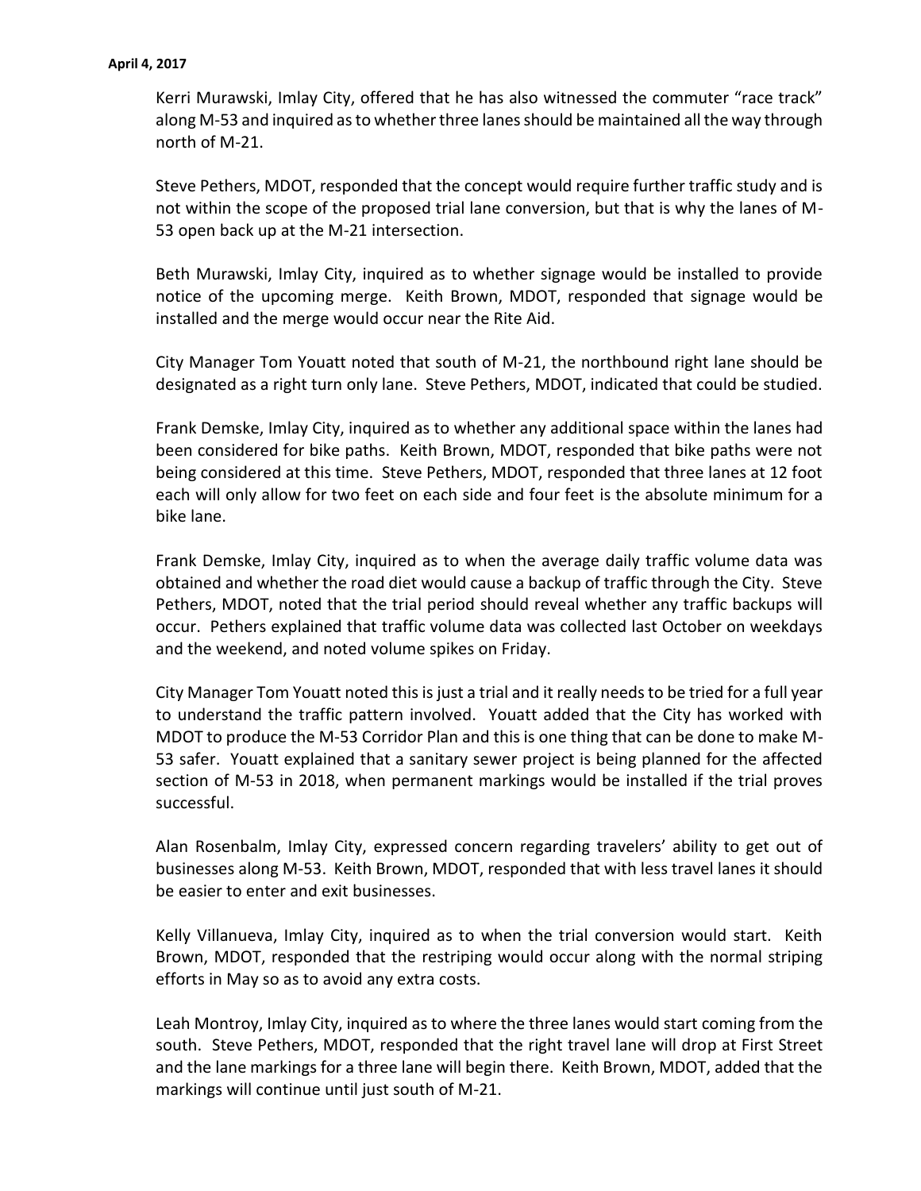Kerri Murawski, Imlay City, offered that he has also witnessed the commuter "race track" along M-53 and inquired as to whether three lanes should be maintained all the way through north of M-21.

Steve Pethers, MDOT, responded that the concept would require further traffic study and is not within the scope of the proposed trial lane conversion, but that is why the lanes of M-53 open back up at the M-21 intersection.

Beth Murawski, Imlay City, inquired as to whether signage would be installed to provide notice of the upcoming merge. Keith Brown, MDOT, responded that signage would be installed and the merge would occur near the Rite Aid.

City Manager Tom Youatt noted that south of M-21, the northbound right lane should be designated as a right turn only lane. Steve Pethers, MDOT, indicated that could be studied.

Frank Demske, Imlay City, inquired as to whether any additional space within the lanes had been considered for bike paths. Keith Brown, MDOT, responded that bike paths were not being considered at this time. Steve Pethers, MDOT, responded that three lanes at 12 foot each will only allow for two feet on each side and four feet is the absolute minimum for a bike lane.

Frank Demske, Imlay City, inquired as to when the average daily traffic volume data was obtained and whether the road diet would cause a backup of traffic through the City. Steve Pethers, MDOT, noted that the trial period should reveal whether any traffic backups will occur. Pethers explained that traffic volume data was collected last October on weekdays and the weekend, and noted volume spikes on Friday.

City Manager Tom Youatt noted this is just a trial and it really needs to be tried for a full year to understand the traffic pattern involved. Youatt added that the City has worked with MDOT to produce the M-53 Corridor Plan and this is one thing that can be done to make M-53 safer. Youatt explained that a sanitary sewer project is being planned for the affected section of M-53 in 2018, when permanent markings would be installed if the trial proves successful.

Alan Rosenbalm, Imlay City, expressed concern regarding travelers' ability to get out of businesses along M-53. Keith Brown, MDOT, responded that with less travel lanes it should be easier to enter and exit businesses.

Kelly Villanueva, Imlay City, inquired as to when the trial conversion would start. Keith Brown, MDOT, responded that the restriping would occur along with the normal striping efforts in May so as to avoid any extra costs.

Leah Montroy, Imlay City, inquired as to where the three lanes would start coming from the south. Steve Pethers, MDOT, responded that the right travel lane will drop at First Street and the lane markings for a three lane will begin there. Keith Brown, MDOT, added that the markings will continue until just south of M-21.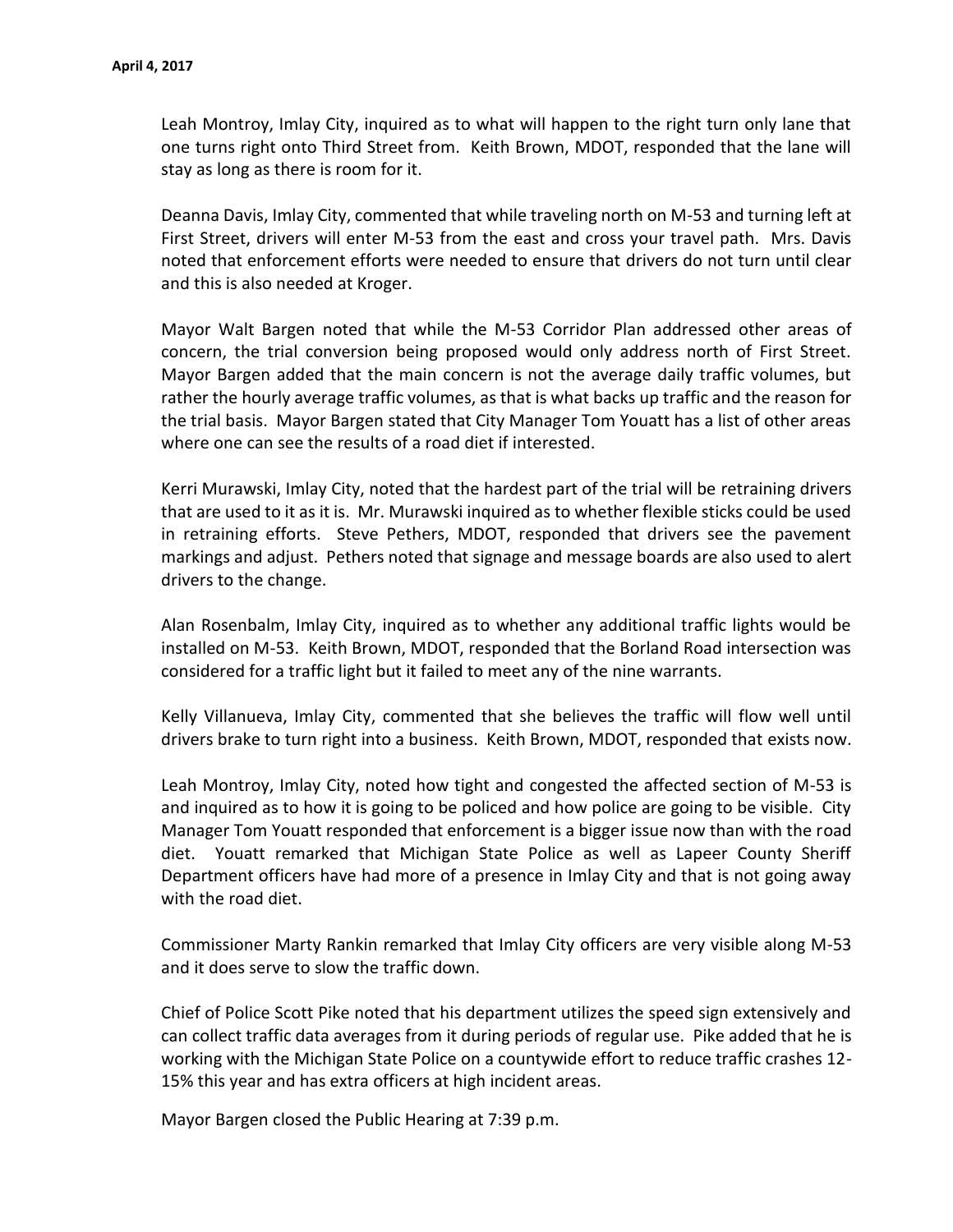Leah Montroy, Imlay City, inquired as to what will happen to the right turn only lane that one turns right onto Third Street from. Keith Brown, MDOT, responded that the lane will stay as long as there is room for it.

Deanna Davis, Imlay City, commented that while traveling north on M-53 and turning left at First Street, drivers will enter M-53 from the east and cross your travel path. Mrs. Davis noted that enforcement efforts were needed to ensure that drivers do not turn until clear and this is also needed at Kroger.

Mayor Walt Bargen noted that while the M-53 Corridor Plan addressed other areas of concern, the trial conversion being proposed would only address north of First Street. Mayor Bargen added that the main concern is not the average daily traffic volumes, but rather the hourly average traffic volumes, as that is what backs up traffic and the reason for the trial basis. Mayor Bargen stated that City Manager Tom Youatt has a list of other areas where one can see the results of a road diet if interested.

Kerri Murawski, Imlay City, noted that the hardest part of the trial will be retraining drivers that are used to it as it is. Mr. Murawski inquired as to whether flexible sticks could be used in retraining efforts. Steve Pethers, MDOT, responded that drivers see the pavement markings and adjust. Pethers noted that signage and message boards are also used to alert drivers to the change.

Alan Rosenbalm, Imlay City, inquired as to whether any additional traffic lights would be installed on M-53. Keith Brown, MDOT, responded that the Borland Road intersection was considered for a traffic light but it failed to meet any of the nine warrants.

Kelly Villanueva, Imlay City, commented that she believes the traffic will flow well until drivers brake to turn right into a business. Keith Brown, MDOT, responded that exists now.

Leah Montroy, Imlay City, noted how tight and congested the affected section of M-53 is and inquired as to how it is going to be policed and how police are going to be visible. City Manager Tom Youatt responded that enforcement is a bigger issue now than with the road diet. Youatt remarked that Michigan State Police as well as Lapeer County Sheriff Department officers have had more of a presence in Imlay City and that is not going away with the road diet.

Commissioner Marty Rankin remarked that Imlay City officers are very visible along M-53 and it does serve to slow the traffic down.

Chief of Police Scott Pike noted that his department utilizes the speed sign extensively and can collect traffic data averages from it during periods of regular use. Pike added that he is working with the Michigan State Police on a countywide effort to reduce traffic crashes 12-15% this year and has extra officers at high incident areas.

Mayor Bargen closed the Public Hearing at 7:39 p.m.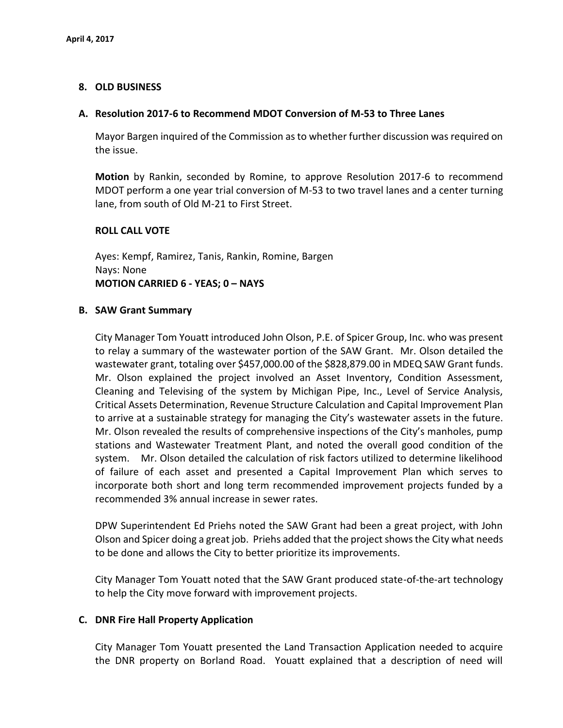## 8. OLD BUSINESS

### A. Resolution 2017-6 to Recommend MDOT Conversion of M-53 to Three Lanes

Mayor Bargen inquired of the Commission as to whether further discussion was required on the issue.

**Motion** by Rankin, seconded by Romine, to approve Resolution 2017-6 to recommend MDOT perform a one year trial conversion of M-53 to two travel lanes and a center turning lane, from south of Old M-21 to First Street.

**ROLL CALL VOTE**

Ayes: Kempf, Ramirez, Tanis, Rankin, Romine, Bargen
Nays: None
**MOTION CARRIED 6 - YEAS; 0 – NAYS**

### B. SAW Grant Summary

City Manager Tom Youatt introduced John Olson, P.E. of Spicer Group, Inc. who was present to relay a summary of the wastewater portion of the SAW Grant. Mr. Olson detailed the wastewater grant, totaling over $457,000.00 of the $828,879.00 in MDEQ SAW Grant funds. Mr. Olson explained the project involved an Asset Inventory, Condition Assessment, Cleaning and Televising of the system by Michigan Pipe, Inc., Level of Service Analysis, Critical Assets Determination, Revenue Structure Calculation and Capital Improvement Plan to arrive at a sustainable strategy for managing the City's wastewater assets in the future. Mr. Olson revealed the results of comprehensive inspections of the City's manholes, pump stations and Wastewater Treatment Plant, and noted the overall good condition of the system. Mr. Olson detailed the calculation of risk factors utilized to determine likelihood of failure of each asset and presented a Capital Improvement Plan which serves to incorporate both short and long term recommended improvement projects funded by a recommended 3% annual increase in sewer rates.

DPW Superintendent Ed Priehs noted the SAW Grant had been a great project, with John Olson and Spicer doing a great job. Priehs added that the project shows the City what needs to be done and allows the City to better prioritize its improvements.

City Manager Tom Youatt noted that the SAW Grant produced state-of-the-art technology to help the City move forward with improvement projects.

### C. DNR Fire Hall Property Application

City Manager Tom Youatt presented the Land Transaction Application needed to acquire the DNR property on Borland Road. Youatt explained that a description of need will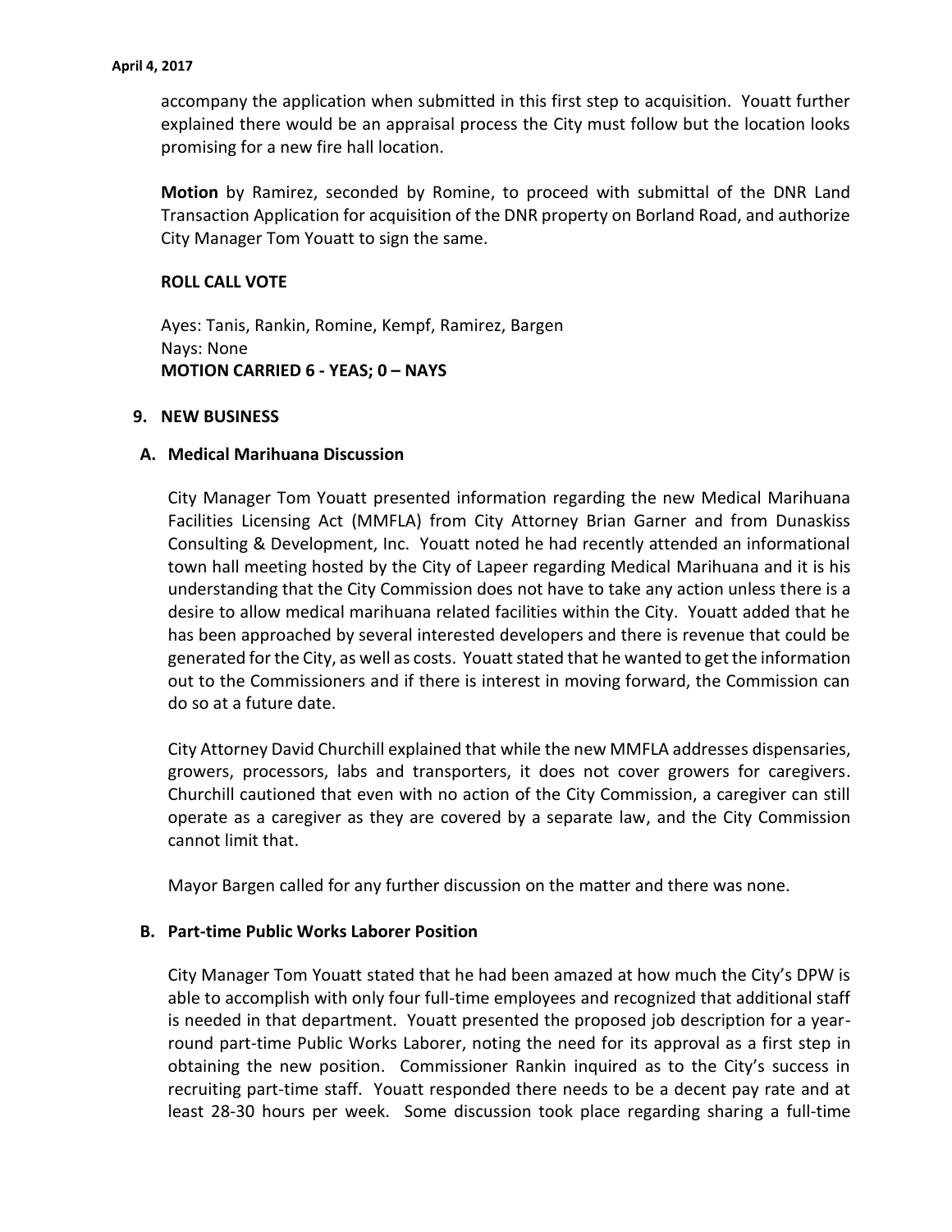accompany the application when submitted in this first step to acquisition. Youatt further explained there would be an appraisal process the City must follow but the location looks promising for a new fire hall location.

**Motion** by Ramirez, seconded by Romine, to proceed with submittal of the DNR Land Transaction Application for acquisition of the DNR property on Borland Road, and authorize City Manager Tom Youatt to sign the same.

**ROLL CALL VOTE**

Ayes: Tanis, Rankin, Romine, Kempf, Ramirez, Bargen
Nays: None
**MOTION CARRIED 6 - YEAS; 0 – NAYS**

## 9. NEW BUSINESS

### A. Medical Marihuana Discussion

City Manager Tom Youatt presented information regarding the new Medical Marihuana Facilities Licensing Act (MMFLA) from City Attorney Brian Garner and from Dunaskiss Consulting & Development, Inc. Youatt noted he had recently attended an informational town hall meeting hosted by the City of Lapeer regarding Medical Marihuana and it is his understanding that the City Commission does not have to take any action unless there is a desire to allow medical marihuana related facilities within the City. Youatt added that he has been approached by several interested developers and there is revenue that could be generated for the City, as well as costs. Youatt stated that he wanted to get the information out to the Commissioners and if there is interest in moving forward, the Commission can do so at a future date.

City Attorney David Churchill explained that while the new MMFLA addresses dispensaries, growers, processors, labs and transporters, it does not cover growers for caregivers. Churchill cautioned that even with no action of the City Commission, a caregiver can still operate as a caregiver as they are covered by a separate law, and the City Commission cannot limit that.

Mayor Bargen called for any further discussion on the matter and there was none.

### B. Part-time Public Works Laborer Position

City Manager Tom Youatt stated that he had been amazed at how much the City's DPW is able to accomplish with only four full-time employees and recognized that additional staff is needed in that department. Youatt presented the proposed job description for a year-round part-time Public Works Laborer, noting the need for its approval as a first step in obtaining the new position. Commissioner Rankin inquired as to the City's success in recruiting part-time staff. Youatt responded there needs to be a decent pay rate and at least 28-30 hours per week. Some discussion took place regarding sharing a full-time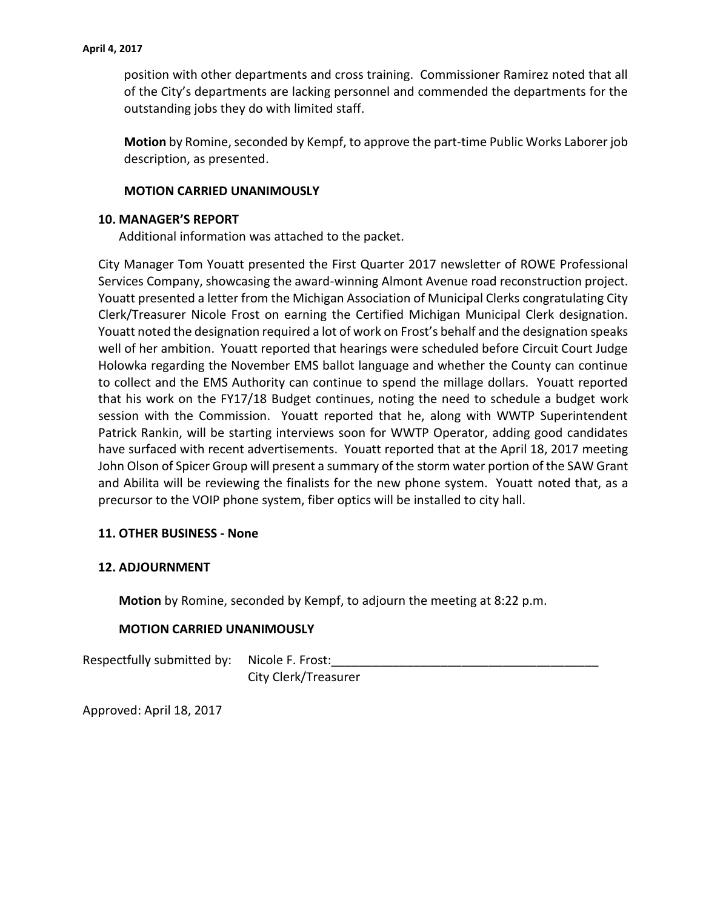position with other departments and cross training. Commissioner Ramirez noted that all of the City's departments are lacking personnel and commended the departments for the outstanding jobs they do with limited staff.

**Motion** by Romine, seconded by Kempf, to approve the part-time Public Works Laborer job description, as presented.

**MOTION CARRIED UNANIMOUSLY**

**10. MANAGER'S REPORT**

Additional information was attached to the packet.

City Manager Tom Youatt presented the First Quarter 2017 newsletter of ROWE Professional Services Company, showcasing the award-winning Almont Avenue road reconstruction project. Youatt presented a letter from the Michigan Association of Municipal Clerks congratulating City Clerk/Treasurer Nicole Frost on earning the Certified Michigan Municipal Clerk designation. Youatt noted the designation required a lot of work on Frost's behalf and the designation speaks well of her ambition. Youatt reported that hearings were scheduled before Circuit Court Judge Holowka regarding the November EMS ballot language and whether the County can continue to collect and the EMS Authority can continue to spend the millage dollars. Youatt reported that his work on the FY17/18 Budget continues, noting the need to schedule a budget work session with the Commission. Youatt reported that he, along with WWTP Superintendent Patrick Rankin, will be starting interviews soon for WWTP Operator, adding good candidates have surfaced with recent advertisements. Youatt reported that at the April 18, 2017 meeting John Olson of Spicer Group will present a summary of the storm water portion of the SAW Grant and Abilita will be reviewing the finalists for the new phone system. Youatt noted that, as a precursor to the VOIP phone system, fiber optics will be installed to city hall.

**11. OTHER BUSINESS - None**

**12. ADJOURNMENT**

**Motion** by Romine, seconded by Kempf, to adjourn the meeting at 8:22 p.m.

**MOTION CARRIED UNANIMOUSLY**

Respectfully submitted by: Nicole F. Frost:\_\_\_\_\_\_\_\_\_\_\_\_\_\_\_\_\_\_\_\_\_\_\_\_\_\_\_\_\_\_\_\_\_\_\_\_\_\_\_\_
City Clerk/Treasurer

Approved: April 18, 2017